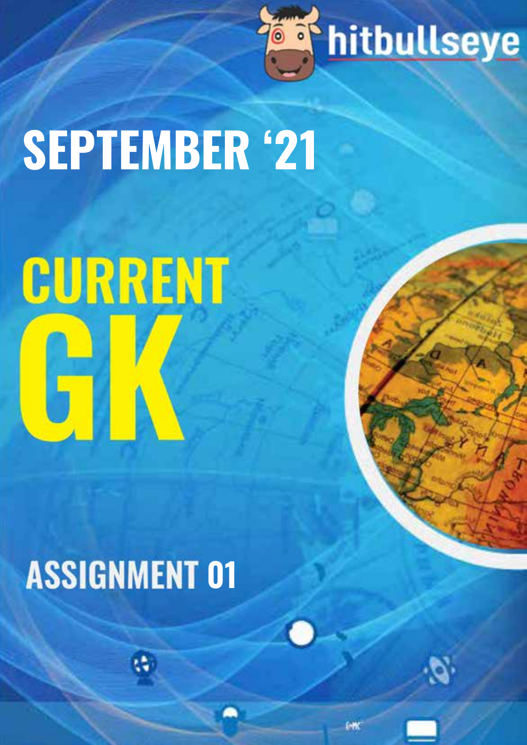hitbullseye

# SEPTEMBER '21

# CURRENT GK

## ASSIGNMENT 01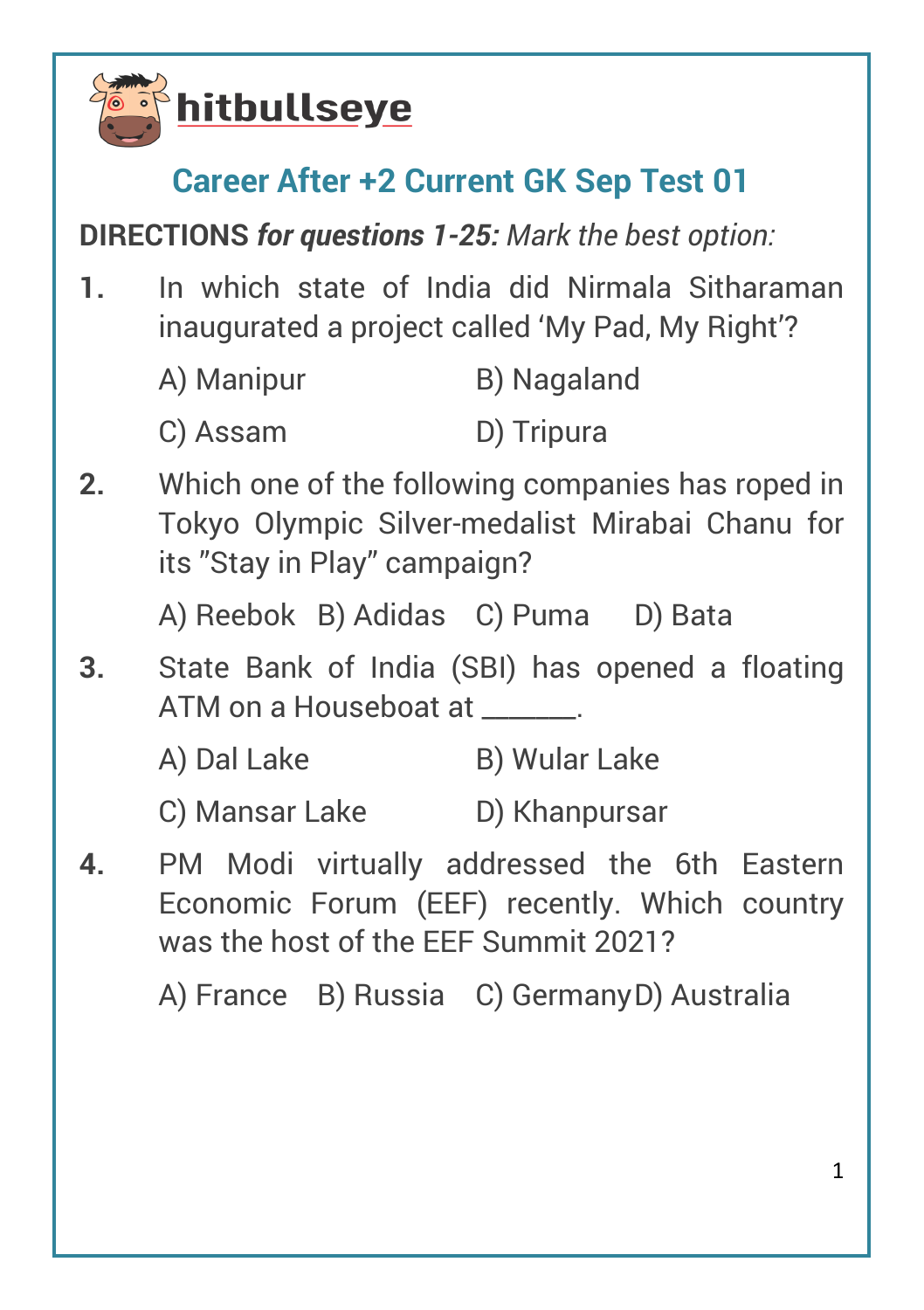hitbullseye

## Career After +2 Current GK Sep Test 01

**DIRECTIONS** ***for questions 1-25:*** *Mark the best option:*

**1.** In which state of India did Nirmala Sitharaman inaugurated a project called 'My Pad, My Right'?

A) Manipur  B) Nagaland

C) Assam  D) Tripura

**2.** Which one of the following companies has roped in Tokyo Olympic Silver-medalist Mirabai Chanu for its "Stay in Play" campaign?

A) Reebok  B) Adidas  C) Puma  D) Bata

**3.** State Bank of India (SBI) has opened a floating ATM on a Houseboat at ______.

A) Dal Lake  B) Wular Lake

C) Mansar Lake  D) Khanpursar

**4.** PM Modi virtually addressed the 6th Eastern Economic Forum (EEF) recently. Which country was the host of the EEF Summit 2021?

A) France  B) Russia  C) Germany  D) Australia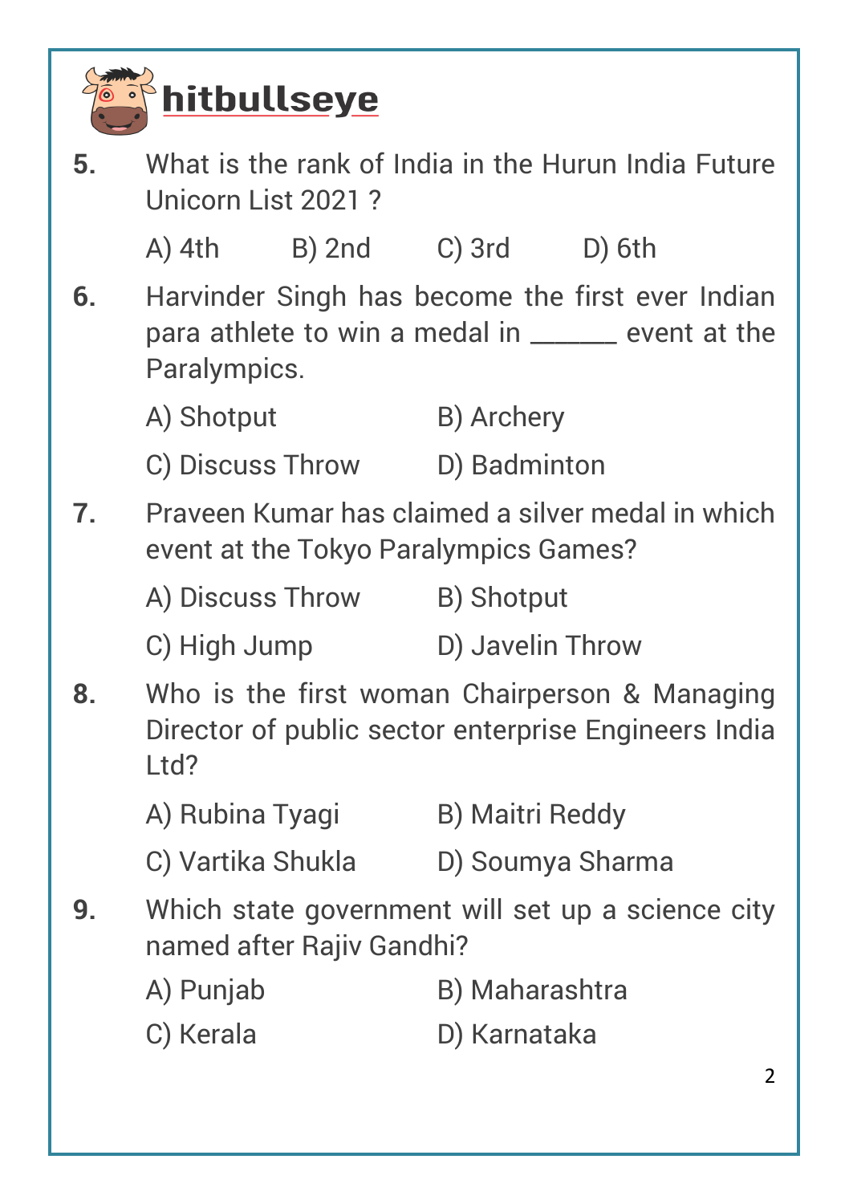**hitbullseye**

**5.** What is the rank of India in the Hurun India Future Unicorn List 2021 ?

A) 4th B) 2nd C) 3rd D) 6th

**6.** Harvinder Singh has become the first ever Indian para athlete to win a medal in ______ event at the Paralympics.

A) Shotput B) Archery

C) Discuss Throw D) Badminton

**7.** Praveen Kumar has claimed a silver medal in which event at the Tokyo Paralympics Games?

A) Discuss Throw B) Shotput

C) High Jump D) Javelin Throw

**8.** Who is the first woman Chairperson & Managing Director of public sector enterprise Engineers India Ltd?

A) Rubina Tyagi B) Maitri Reddy

C) Vartika Shukla D) Soumya Sharma

**9.** Which state government will set up a science city named after Rajiv Gandhi?

A) Punjab B) Maharashtra

C) Kerala D) Karnataka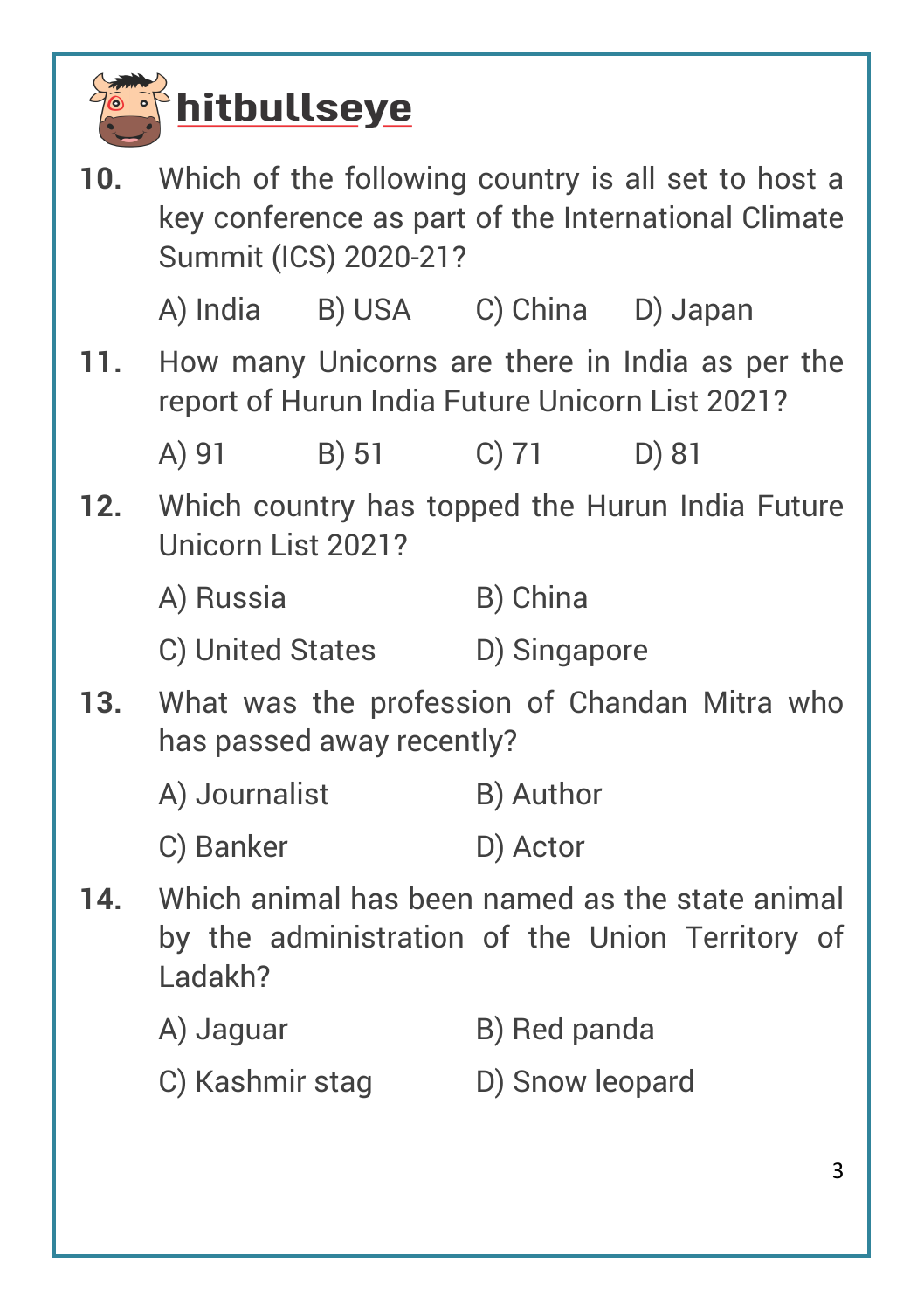**10.** Which of the following country is all set to host a key conference as part of the International Climate Summit (ICS) 2020-21?

A) India  B) USA  C) China  D) Japan

**11.** How many Unicorns are there in India as per the report of Hurun India Future Unicorn List 2021?

A) 91  B) 51  C) 71  D) 81

**12.** Which country has topped the Hurun India Future Unicorn List 2021?

A) Russia  B) China

C) United States  D) Singapore

**13.** What was the profession of Chandan Mitra who has passed away recently?

A) Journalist  B) Author

C) Banker  D) Actor

**14.** Which animal has been named as the state animal by the administration of the Union Territory of Ladakh?

A) Jaguar  B) Red panda

C) Kashmir stag  D) Snow leopard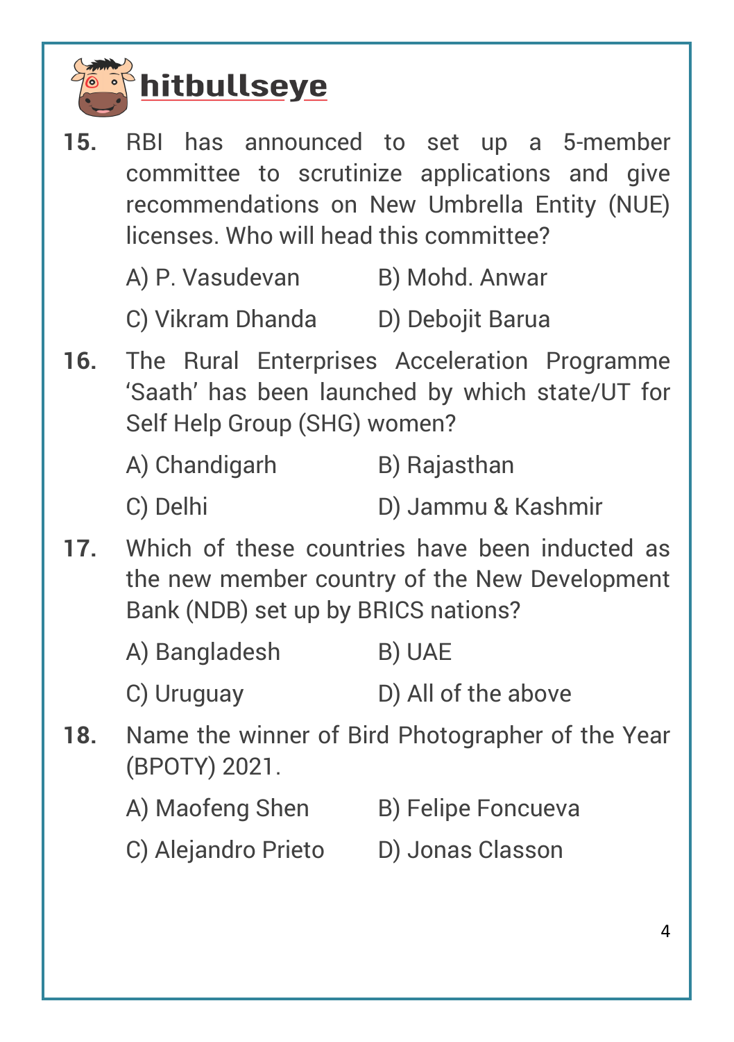**15.** RBI has announced to set up a 5-member committee to scrutinize applications and give recommendations on New Umbrella Entity (NUE) licenses. Who will head this committee?

A) P. Vasudevan
B) Mohd. Anwar
C) Vikram Dhanda
D) Debojit Barua

**16.** The Rural Enterprises Acceleration Programme 'Saath' has been launched by which state/UT for Self Help Group (SHG) women?

A) Chandigarh
B) Rajasthan
C) Delhi
D) Jammu & Kashmir

**17.** Which of these countries have been inducted as the new member country of the New Development Bank (NDB) set up by BRICS nations?

A) Bangladesh
B) UAE
C) Uruguay
D) All of the above

**18.** Name the winner of Bird Photographer of the Year (BPOTY) 2021.

A) Maofeng Shen
B) Felipe Foncueva
C) Alejandro Prieto
D) Jonas Classon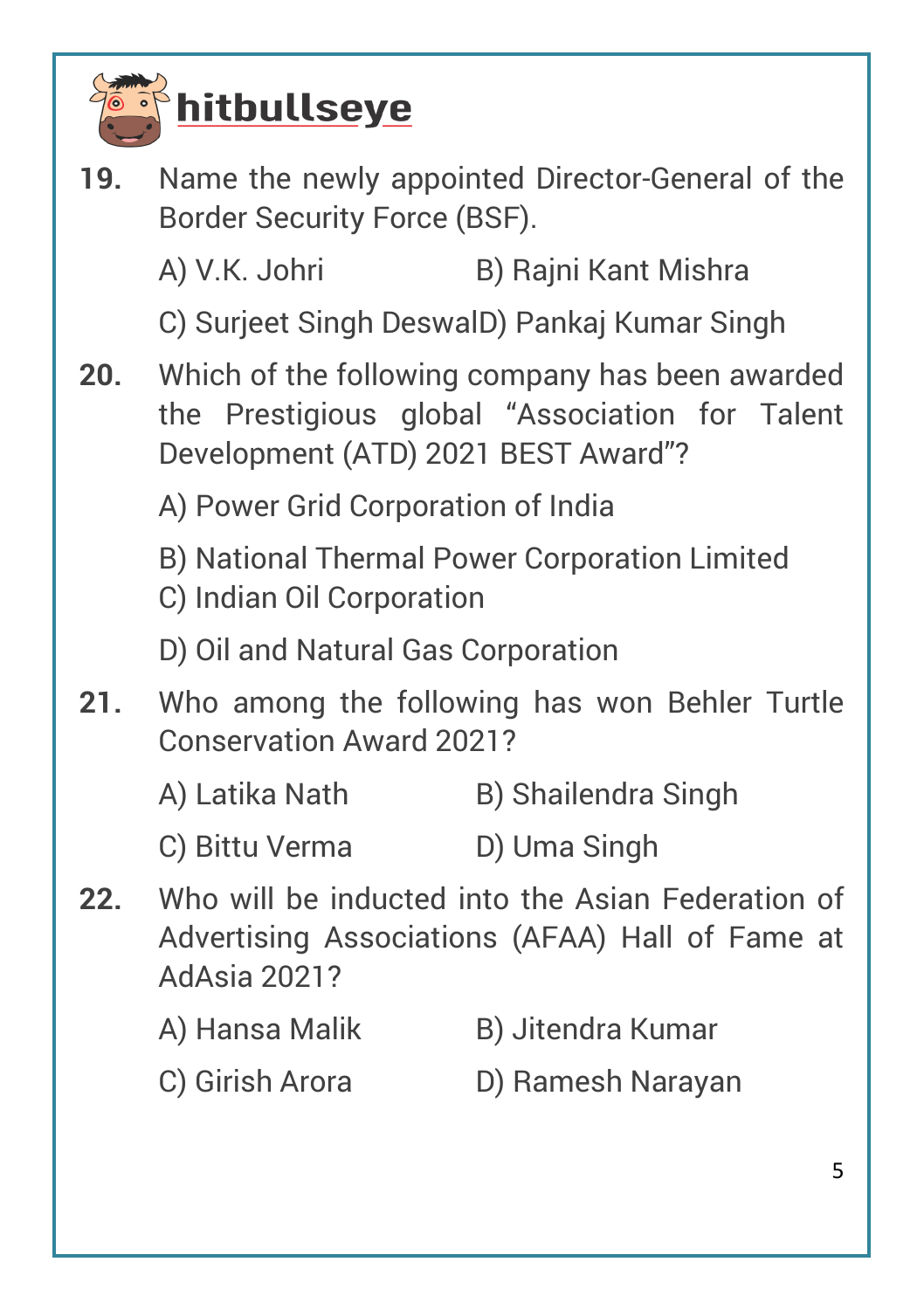**19.** Name the newly appointed Director-General of the Border Security Force (BSF).

A) V.K. Johri B) Rajni Kant Mishra

C) Surjeet Singh Deswal D) Pankaj Kumar Singh

**20.** Which of the following company has been awarded the Prestigious global "Association for Talent Development (ATD) 2021 BEST Award"?

A) Power Grid Corporation of India

B) National Thermal Power Corporation Limited

C) Indian Oil Corporation

D) Oil and Natural Gas Corporation

**21.** Who among the following has won Behler Turtle Conservation Award 2021?

A) Latika Nath B) Shailendra Singh

C) Bittu Verma D) Uma Singh

**22.** Who will be inducted into the Asian Federation of Advertising Associations (AFAA) Hall of Fame at AdAsia 2021?

A) Hansa Malik B) Jitendra Kumar

C) Girish Arora D) Ramesh Narayan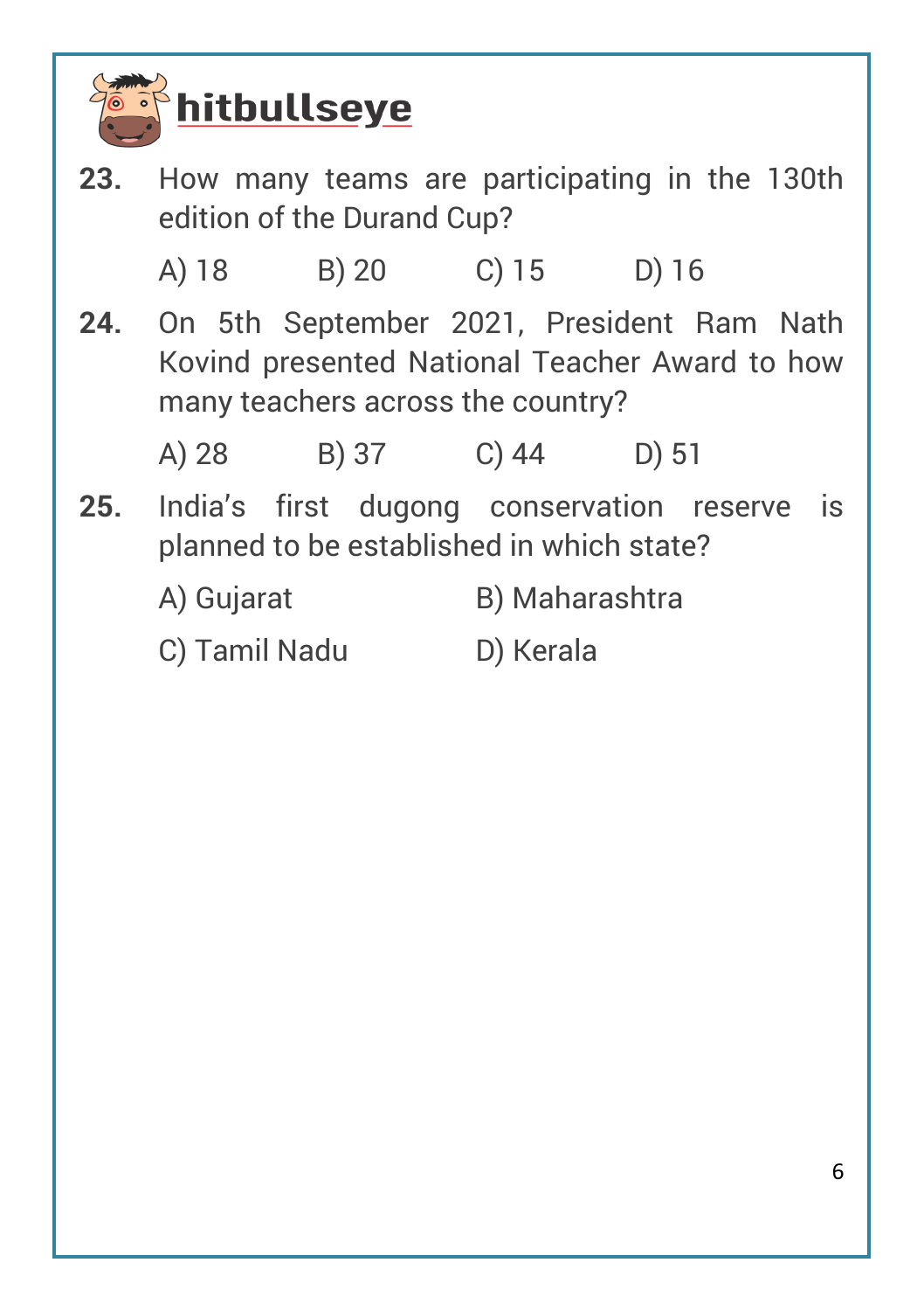**23.** How many teams are participating in the 130th edition of the Durand Cup?

A) 18 B) 20 C) 15 D) 16

**24.** On 5th September 2021, President Ram Nath Kovind presented National Teacher Award to how many teachers across the country?

A) 28 B) 37 C) 44 D) 51

**25.** India's first dugong conservation reserve is planned to be established in which state?

A) Gujarat B) Maharashtra

C) Tamil Nadu D) Kerala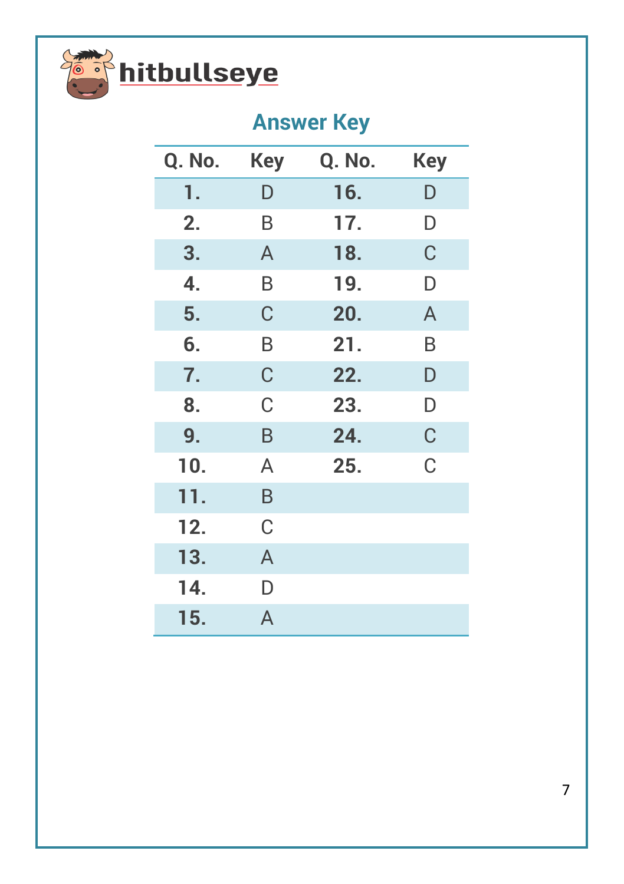hitbullseye

## Answer Key

| Q. No. | Key | Q. No. | Key |
|---|---|---|---|
| **1.** | D | **16.** | D |
| **2.** | B | **17.** | D |
| **3.** | A | **18.** | C |
| **4.** | B | **19.** | D |
| **5.** | C | **20.** | A |
| **6.** | B | **21.** | B |
| **7.** | C | **22.** | D |
| **8.** | C | **23.** | D |
| **9.** | B | **24.** | C |
| **10.** | A | **25.** | C |
| **11.** | B | | |
| **12.** | C | | |
| **13.** | A | | |
| **14.** | D | | |
| **15.** | A | | |